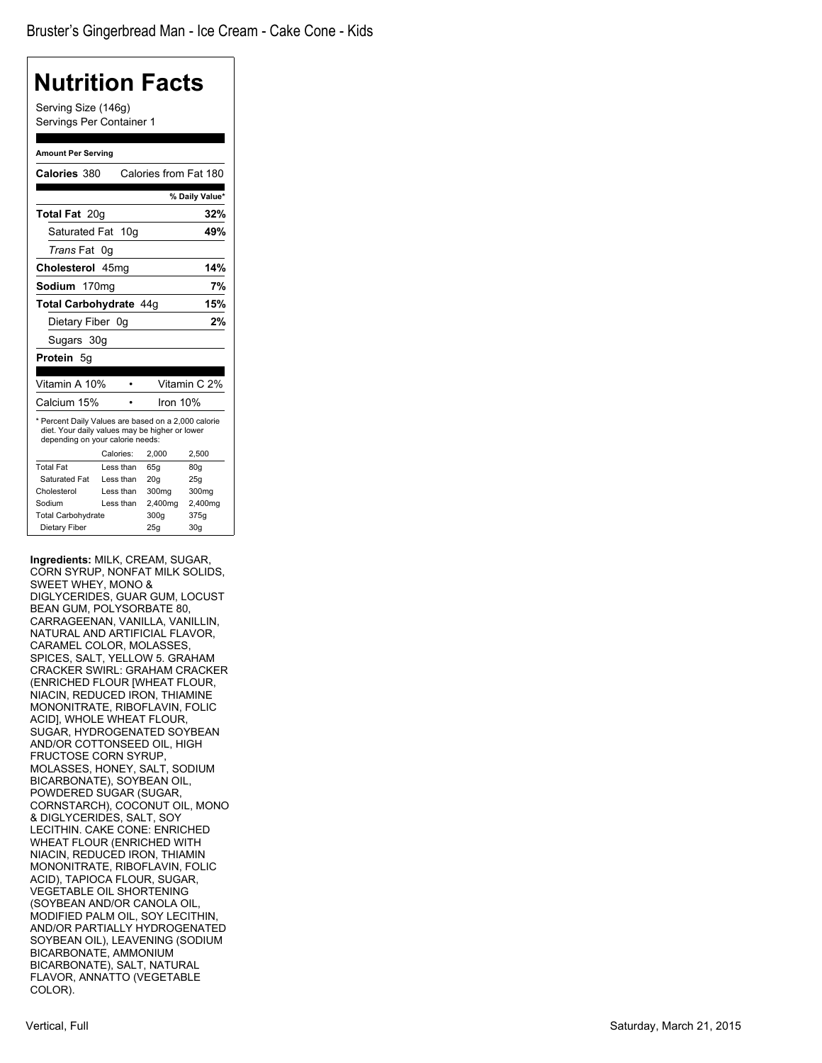Bruster's Gingerbread Man - Ice Cream - Cake Cone - Kids

# Nutrition Facts

Serving Size (146g)
Servings Per Container 1

**Amount Per Serving**

| | |
|---|---|
| **Calories** 380 | Calories from Fat 180 |
| | **% Daily Value*** |
| **Total Fat** 20g | **32%** |
| Saturated Fat 10g | **49%** |
| *Trans* Fat 0g | |
| **Cholesterol** 45mg | **14%** |
| **Sodium** 170mg | **7%** |
| **Total Carbohydrate** 44g | **15%** |
| Dietary Fiber 0g | **2%** |
| Sugars 30g | |
| **Protein** 5g | |

| | | |
|---|---|---|
| Vitamin A 10% | • | Vitamin C 2% |
| Calcium 15% | • | Iron 10% |

* Percent Daily Values are based on a 2,000 calorie diet. Your daily values may be higher or lower depending on your calorie needs:

| | Calories: | 2,000 | 2,500 |
|---|---|---|---|
| Total Fat | Less than | 65g | 80g |
| Saturated Fat | Less than | 20g | 25g |
| Cholesterol | Less than | 300mg | 300mg |
| Sodium | Less than | 2,400mg | 2,400mg |
| Total Carbohydrate | | 300g | 375g |
| Dietary Fiber | | 25g | 30g |

**Ingredients:** MILK, CREAM, SUGAR, CORN SYRUP, NONFAT MILK SOLIDS, SWEET WHEY, MONO & DIGLYCERIDES, GUAR GUM, LOCUST BEAN GUM, POLYSORBATE 80, CARRAGEENAN, VANILLA, VANILLIN, NATURAL AND ARTIFICIAL FLAVOR, CARAMEL COLOR, MOLASSES, SPICES, SALT, YELLOW 5. GRAHAM CRACKER SWIRL: GRAHAM CRACKER (ENRICHED FLOUR [WHEAT FLOUR, NIACIN, REDUCED IRON, THIAMINE MONONITRATE, RIBOFLAVIN, FOLIC ACID], WHOLE WHEAT FLOUR, SUGAR, HYDROGENATED SOYBEAN AND/OR COTTONSEED OIL, HIGH FRUCTOSE CORN SYRUP, MOLASSES, HONEY, SALT, SODIUM BICARBONATE), SOYBEAN OIL, POWDERED SUGAR (SUGAR, CORNSTARCH), COCONUT OIL, MONO & DIGLYCERIDES, SALT, SOY LECITHIN. CAKE CONE: ENRICHED WHEAT FLOUR (ENRICHED WITH NIACIN, REDUCED IRON, THIAMIN MONONITRATE, RIBOFLAVIN, FOLIC ACID), TAPIOCA FLOUR, SUGAR, VEGETABLE OIL SHORTENING (SOYBEAN AND/OR CANOLA OIL, MODIFIED PALM OIL, SOY LECITHIN, AND/OR PARTIALLY HYDROGENATED SOYBEAN OIL), LEAVENING (SODIUM BICARBONATE, AMMONIUM BICARBONATE), SALT, NATURAL FLAVOR, ANNATTO (VEGETABLE COLOR).

Vertical, Full

Saturday, March 21, 2015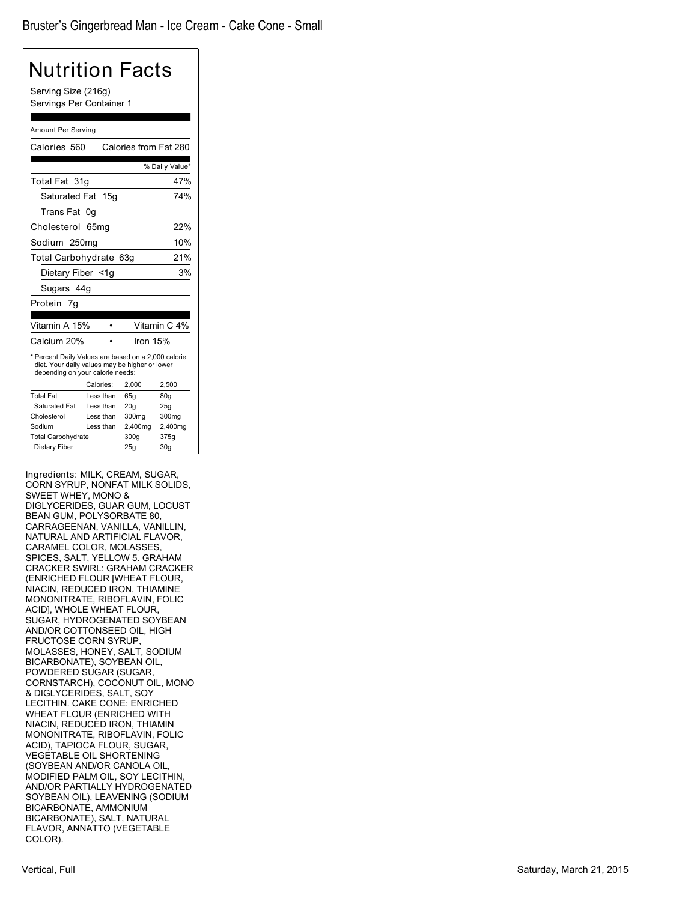Bruster's Gingerbread Man - Ice Cream - Cake Cone - Small

# Nutrition Facts

Serving Size (216g)
Servings Per Container 1

Amount Per Serving

| | |
|---|---|
| Calories 560 | Calories from Fat 280 |
| | % Daily Value* |
| Total Fat 31g | 47% |
| Saturated Fat 15g | 74% |
| Trans Fat 0g | |
| Cholesterol 65mg | 22% |
| Sodium 250mg | 10% |
| Total Carbohydrate 63g | 21% |
| Dietary Fiber <1g | 3% |
| Sugars 44g | |
| Protein 7g | |

| | |
|---|---|
| Vitamin A 15% | Vitamin C 4% |
| Calcium 20% | Iron 15% |

* Percent Daily Values are based on a 2,000 calorie diet. Your daily values may be higher or lower depending on your calorie needs:

| | Calories: | 2,000 | 2,500 |
|---|---|---|---|
| Total Fat | Less than | 65g | 80g |
| Saturated Fat | Less than | 20g | 25g |
| Cholesterol | Less than | 300mg | 300mg |
| Sodium | Less than | 2,400mg | 2,400mg |
| Total Carbohydrate | | 300g | 375g |
| Dietary Fiber | | 25g | 30g |

Ingredients: MILK, CREAM, SUGAR, CORN SYRUP, NONFAT MILK SOLIDS, SWEET WHEY, MONO & DIGLYCERIDES, GUAR GUM, LOCUST BEAN GUM, POLYSORBATE 80, CARRAGEENAN, VANILLA, VANILLIN, NATURAL AND ARTIFICIAL FLAVOR, CARAMEL COLOR, MOLASSES, SPICES, SALT, YELLOW 5. GRAHAM CRACKER SWIRL: GRAHAM CRACKER (ENRICHED FLOUR [WHEAT FLOUR, NIACIN, REDUCED IRON, THIAMINE MONONITRATE, RIBOFLAVIN, FOLIC ACID], WHOLE WHEAT FLOUR, SUGAR, HYDROGENATED SOYBEAN AND/OR COTTONSEED OIL, HIGH FRUCTOSE CORN SYRUP, MOLASSES, HONEY, SALT, SODIUM BICARBONATE), SOYBEAN OIL, POWDERED SUGAR (SUGAR, CORNSTARCH), COCONUT OIL, MONO & DIGLYCERIDES, SALT, SOY LECITHIN. CAKE CONE: ENRICHED WHEAT FLOUR (ENRICHED WITH NIACIN, REDUCED IRON, THIAMIN MONONITRATE, RIBOFLAVIN, FOLIC ACID), TAPIOCA FLOUR, SUGAR, VEGETABLE OIL SHORTENING (SOYBEAN AND/OR CANOLA OIL, MODIFIED PALM OIL, SOY LECITHIN, AND/OR PARTIALLY HYDROGENATED SOYBEAN OIL), LEAVENING (SODIUM BICARBONATE, AMMONIUM BICARBONATE), SALT, NATURAL FLAVOR, ANNATTO (VEGETABLE COLOR).

Vertical, Full

Saturday, March 21, 2015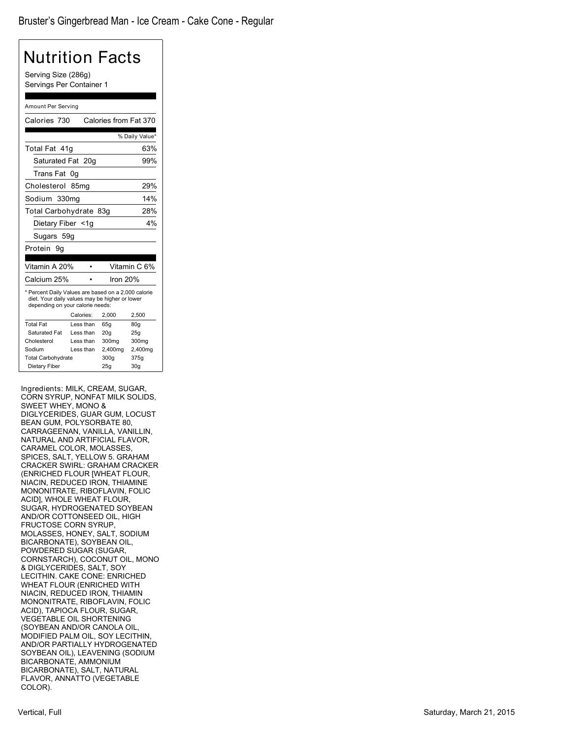Bruster's Gingerbread Man - Ice Cream - Cake Cone - Regular

# Nutrition Facts

Serving Size (286g)
Servings Per Container 1

Amount Per Serving

Calories 730 Calories from Fat 370

| | % Daily Value* |
|---|---|
| Total Fat 41g | 63% |
| Saturated Fat 20g | 99% |
| Trans Fat 0g | |
| Cholesterol 85mg | 29% |
| Sodium 330mg | 14% |
| Total Carbohydrate 83g | 28% |
| Dietary Fiber <1g | 4% |
| Sugars 59g | |
| Protein 9g | |

| | | |
|---|---|---|
| Vitamin A 20% | • | Vitamin C 6% |
| Calcium 25% | • | Iron 20% |

* Percent Daily Values are based on a 2,000 calorie diet. Your daily values may be higher or lower depending on your calorie needs:

| | Calories: | 2,000 | 2,500 |
|---|---|---|---|
| Total Fat | Less than | 65g | 80g |
| Saturated Fat | Less than | 20g | 25g |
| Cholesterol | Less than | 300mg | 300mg |
| Sodium | Less than | 2,400mg | 2,400mg |
| Total Carbohydrate | | 300g | 375g |
| Dietary Fiber | | 25g | 30g |

Ingredients: MILK, CREAM, SUGAR, CORN SYRUP, NONFAT MILK SOLIDS, SWEET WHEY, MONO & DIGLYCERIDES, GUAR GUM, LOCUST BEAN GUM, POLYSORBATE 80, CARRAGEENAN, VANILLA, VANILLIN, NATURAL AND ARTIFICIAL FLAVOR, CARAMEL COLOR, MOLASSES, SPICES, SALT, YELLOW 5. GRAHAM CRACKER SWIRL: GRAHAM CRACKER (ENRICHED FLOUR [WHEAT FLOUR, NIACIN, REDUCED IRON, THIAMINE MONONITRATE, RIBOFLAVIN, FOLIC ACID], WHOLE WHEAT FLOUR, SUGAR, HYDROGENATED SOYBEAN AND/OR COTTONSEED OIL, HIGH FRUCTOSE CORN SYRUP, MOLASSES, HONEY, SALT, SODIUM BICARBONATE), SOYBEAN OIL, POWDERED SUGAR (SUGAR, CORNSTARCH), COCONUT OIL, MONO & DIGLYCERIDES, SALT, SOY LECITHIN. CAKE CONE: ENRICHED WHEAT FLOUR (ENRICHED WITH NIACIN, REDUCED IRON, THIAMIN MONONITRATE, RIBOFLAVIN, FOLIC ACID), TAPIOCA FLOUR, SUGAR, VEGETABLE OIL SHORTENING (SOYBEAN AND/OR CANOLA OIL, MODIFIED PALM OIL, SOY LECITHIN, AND/OR PARTIALLY HYDROGENATED SOYBEAN OIL), LEAVENING (SODIUM BICARBONATE, AMMONIUM BICARBONATE), SALT, NATURAL FLAVOR, ANNATTO (VEGETABLE COLOR).

Vertical, Full

Saturday, March 21, 2015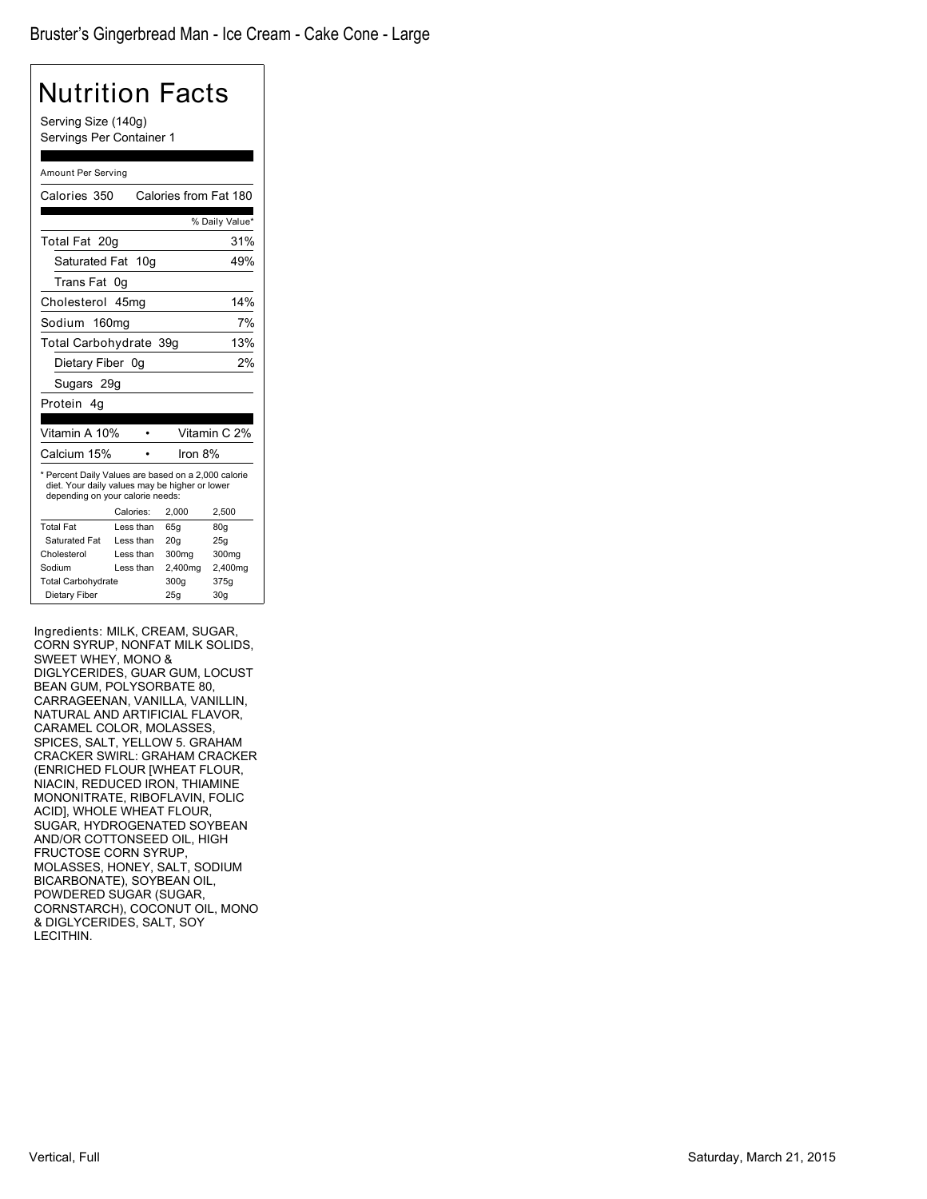# Bruster's Gingerbread Man - Ice Cream - Cake Cone - Large

## Nutrition Facts

Serving Size (140g)
Servings Per Container 1

Amount Per Serving

| Calories 350 | Calories from Fat 180 |
|---|---|
| | % Daily Value* |
| Total Fat 20g | 31% |
| Saturated Fat 10g | 49% |
| Trans Fat 0g | |
| Cholesterol 45mg | 14% |
| Sodium 160mg | 7% |
| Total Carbohydrate 39g | 13% |
| Dietary Fiber 0g | 2% |
| Sugars 29g | |
| Protein 4g | |

| Vitamin A 10% | • | Vitamin C 2% |
|---|---|---|
| Calcium 15% | • | Iron 8% |

* Percent Daily Values are based on a 2,000 calorie diet. Your daily values may be higher or lower depending on your calorie needs:

| | Calories: | 2,000 | 2,500 |
|---|---|---|---|
| Total Fat | Less than | 65g | 80g |
| Saturated Fat | Less than | 20g | 25g |
| Cholesterol | Less than | 300mg | 300mg |
| Sodium | Less than | 2,400mg | 2,400mg |
| Total Carbohydrate | | 300g | 375g |
| Dietary Fiber | | 25g | 30g |

Ingredients: MILK, CREAM, SUGAR, CORN SYRUP, NONFAT MILK SOLIDS, SWEET WHEY, MONO & DIGLYCERIDES, GUAR GUM, LOCUST BEAN GUM, POLYSORBATE 80, CARRAGEENAN, VANILLA, VANILLIN, NATURAL AND ARTIFICIAL FLAVOR, CARAMEL COLOR, MOLASSES, SPICES, SALT, YELLOW 5. GRAHAM CRACKER SWIRL: GRAHAM CRACKER (ENRICHED FLOUR [WHEAT FLOUR, NIACIN, REDUCED IRON, THIAMINE MONONITRATE, RIBOFLAVIN, FOLIC ACID], WHOLE WHEAT FLOUR, SUGAR, HYDROGENATED SOYBEAN AND/OR COTTONSEED OIL, HIGH FRUCTOSE CORN SYRUP, MOLASSES, HONEY, SALT, SODIUM BICARBONATE), SOYBEAN OIL, POWDERED SUGAR (SUGAR, CORNSTARCH), COCONUT OIL, MONO & DIGLYCERIDES, SALT, SOY LECITHIN.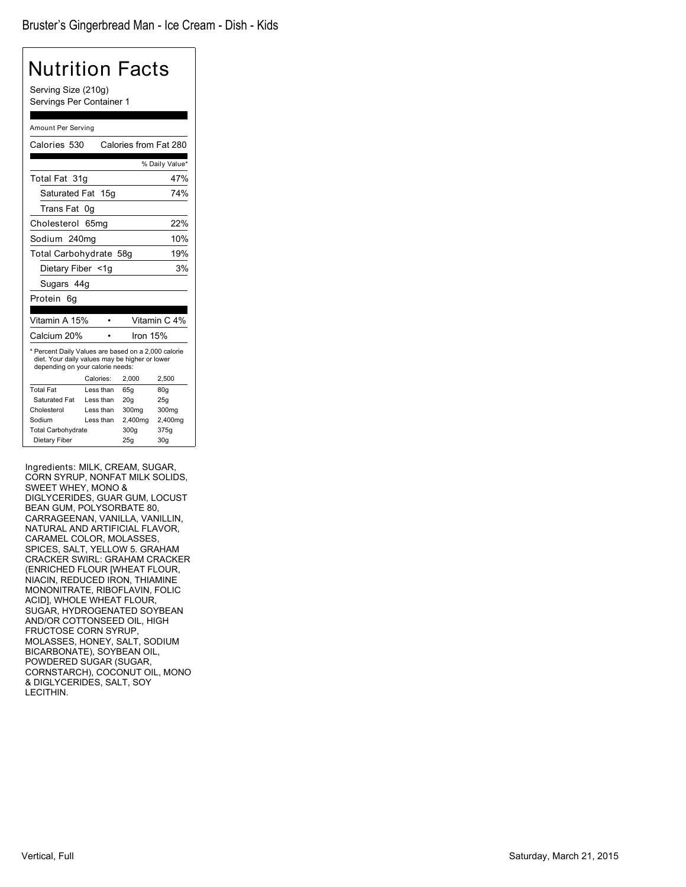# Bruster's Gingerbread Man - Ice Cream - Dish - Kids

## Nutrition Facts

Serving Size (210g)
Servings Per Container 1

Amount Per Serving

Calories 530 Calories from Fat 280

| | % Daily Value* |
|---|---|
| Total Fat 31g | 47% |
| Saturated Fat 15g | 74% |
| Trans Fat 0g | |
| Cholesterol 65mg | 22% |
| Sodium 240mg | 10% |
| Total Carbohydrate 58g | 19% |
| Dietary Fiber <1g | 3% |
| Sugars 44g | |
| Protein 6g | |

| | |
|---|---|
| Vitamin A 15% | Vitamin C 4% |
| Calcium 20% | Iron 15% |

* Percent Daily Values are based on a 2,000 calorie diet. Your daily values may be higher or lower depending on your calorie needs:

| | Calories: | 2,000 | 2,500 |
|---|---|---|---|
| Total Fat | Less than | 65g | 80g |
| Saturated Fat | Less than | 20g | 25g |
| Cholesterol | Less than | 300mg | 300mg |
| Sodium | Less than | 2,400mg | 2,400mg |
| Total Carbohydrate | | 300g | 375g |
| Dietary Fiber | | 25g | 30g |

Ingredients: MILK, CREAM, SUGAR, CORN SYRUP, NONFAT MILK SOLIDS, SWEET WHEY, MONO & DIGLYCERIDES, GUAR GUM, LOCUST BEAN GUM, POLYSORBATE 80, CARRAGEENAN, VANILLA, VANILLIN, NATURAL AND ARTIFICIAL FLAVOR, CARAMEL COLOR, MOLASSES, SPICES, SALT, YELLOW 5. GRAHAM CRACKER SWIRL: GRAHAM CRACKER (ENRICHED FLOUR [WHEAT FLOUR, NIACIN, REDUCED IRON, THIAMINE MONONITRATE, RIBOFLAVIN, FOLIC ACID], WHOLE WHEAT FLOUR, SUGAR, HYDROGENATED SOYBEAN AND/OR COTTONSEED OIL, HIGH FRUCTOSE CORN SYRUP, MOLASSES, HONEY, SALT, SODIUM BICARBONATE), SOYBEAN OIL, POWDERED SUGAR (SUGAR, CORNSTARCH), COCONUT OIL, MONO & DIGLYCERIDES, SALT, SOY LECITHIN.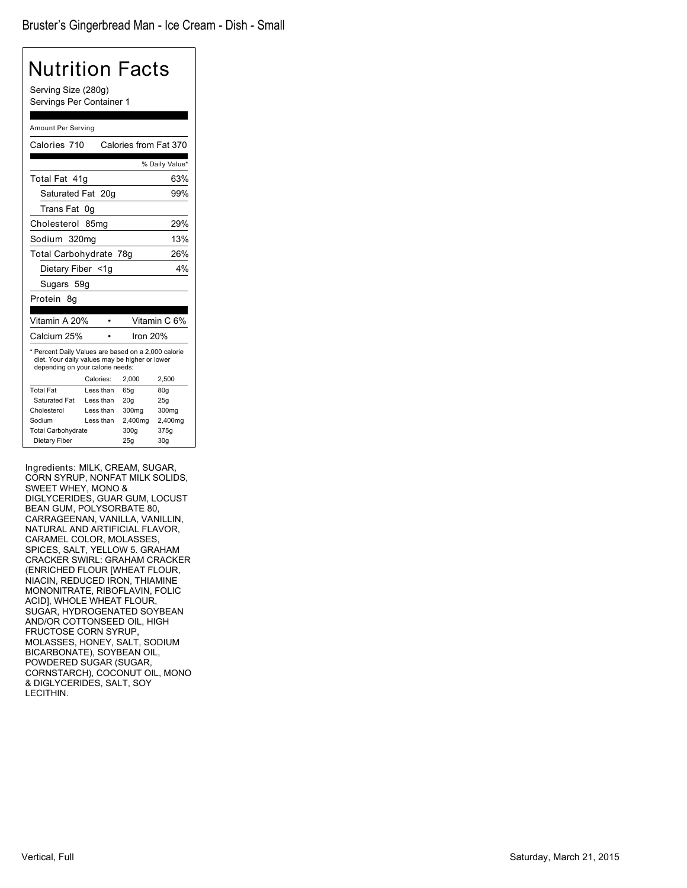# Bruster's Gingerbread Man - Ice Cream - Dish - Small

## Nutrition Facts

Serving Size (280g)
Servings Per Container 1

Amount Per Serving

| Calories 710 | Calories from Fat 370 |
|---|---|
| | % Daily Value* |
| Total Fat 41g | 63% |
| Saturated Fat 20g | 99% |
| Trans Fat 0g | |
| Cholesterol 85mg | 29% |
| Sodium 320mg | 13% |
| Total Carbohydrate 78g | 26% |
| Dietary Fiber <1g | 4% |
| Sugars 59g | |
| Protein 8g | |

| Vitamin A 20% | • | Vitamin C 6% |
|---|---|---|
| Calcium 25% | • | Iron 20% |

* Percent Daily Values are based on a 2,000 calorie diet. Your daily values may be higher or lower depending on your calorie needs:

| | Calories: | 2,000 | 2,500 |
|---|---|---|---|
| Total Fat | Less than | 65g | 80g |
| Saturated Fat | Less than | 20g | 25g |
| Cholesterol | Less than | 300mg | 300mg |
| Sodium | Less than | 2,400mg | 2,400mg |
| Total Carbohydrate | | 300g | 375g |
| Dietary Fiber | | 25g | 30g |

Ingredients: MILK, CREAM, SUGAR, CORN SYRUP, NONFAT MILK SOLIDS, SWEET WHEY, MONO & DIGLYCERIDES, GUAR GUM, LOCUST BEAN GUM, POLYSORBATE 80, CARRAGEENAN, VANILLA, VANILLIN, NATURAL AND ARTIFICIAL FLAVOR, CARAMEL COLOR, MOLASSES, SPICES, SALT, YELLOW 5. GRAHAM CRACKER SWIRL: GRAHAM CRACKER (ENRICHED FLOUR [WHEAT FLOUR, NIACIN, REDUCED IRON, THIAMINE MONONITRATE, RIBOFLAVIN, FOLIC ACID], WHOLE WHEAT FLOUR, SUGAR, HYDROGENATED SOYBEAN AND/OR COTTONSEED OIL, HIGH FRUCTOSE CORN SYRUP, MOLASSES, HONEY, SALT, SODIUM BICARBONATE), SOYBEAN OIL, POWDERED SUGAR (SUGAR, CORNSTARCH), COCONUT OIL, MONO & DIGLYCERIDES, SALT, SOY LECITHIN.

Vertical, Full

Saturday, March 21, 2015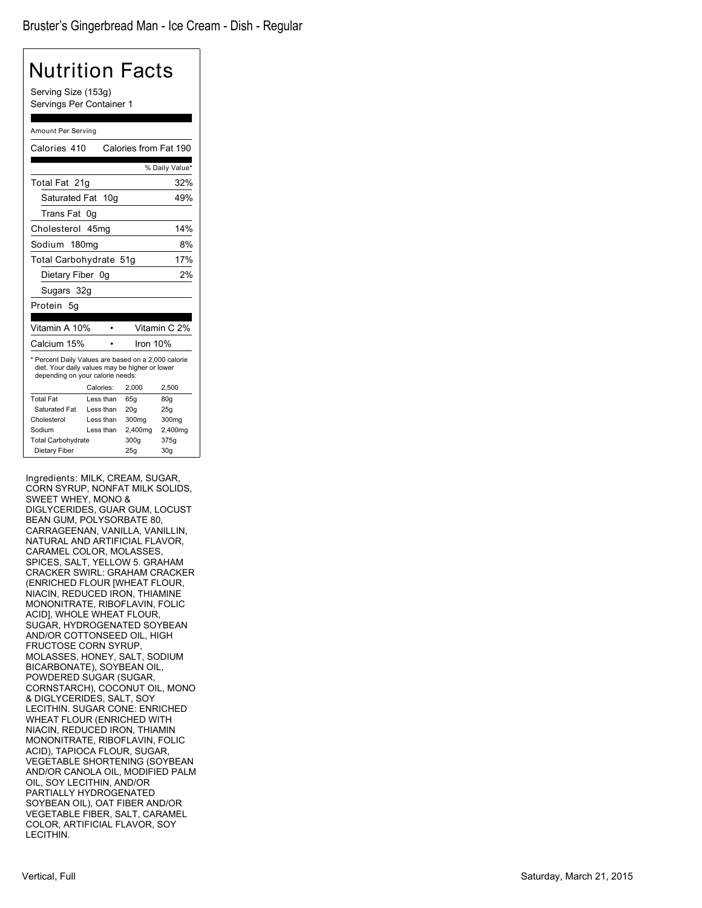# Bruster's Gingerbread Man - Ice Cream - Dish - Regular

## Nutrition Facts

Serving Size (153g)
Servings Per Container 1

Amount Per Serving

Calories 410 Calories from Fat 190

| | % Daily Value* |
|---|---|
| Total Fat 21g | 32% |
| Saturated Fat 10g | 49% |
| Trans Fat 0g | |
| Cholesterol 45mg | 14% |
| Sodium 180mg | 8% |
| Total Carbohydrate 51g | 17% |
| Dietary Fiber 0g | 2% |
| Sugars 32g | |
| Protein 5g | |

| | |
|---|---|
| Vitamin A 10% | Vitamin C 2% |
| Calcium 15% | Iron 10% |

* Percent Daily Values are based on a 2,000 calorie diet. Your daily values may be higher or lower depending on your calorie needs:

| | Calories: | 2,000 | 2,500 |
|---|---|---|---|
| Total Fat | Less than | 65g | 80g |
| Saturated Fat | Less than | 20g | 25g |
| Cholesterol | Less than | 300mg | 300mg |
| Sodium | Less than | 2,400mg | 2,400mg |
| Total Carbohydrate | | 300g | 375g |
| Dietary Fiber | | 25g | 30g |

Ingredients: MILK, CREAM, SUGAR, CORN SYRUP, NONFAT MILK SOLIDS, SWEET WHEY, MONO & DIGLYCERIDES, GUAR GUM, LOCUST BEAN GUM, POLYSORBATE 80, CARRAGEENAN, VANILLA, VANILLIN, NATURAL AND ARTIFICIAL FLAVOR, CARAMEL COLOR, MOLASSES, SPICES, SALT, YELLOW 5. GRAHAM CRACKER SWIRL: GRAHAM CRACKER (ENRICHED FLOUR [WHEAT FLOUR, NIACIN, REDUCED IRON, THIAMINE MONONITRATE, RIBOFLAVIN, FOLIC ACID], WHOLE WHEAT FLOUR, SUGAR, HYDROGENATED SOYBEAN AND/OR COTTONSEED OIL, HIGH FRUCTOSE CORN SYRUP, MOLASSES, HONEY, SALT, SODIUM BICARBONATE), SOYBEAN OIL, POWDERED SUGAR (SUGAR, CORNSTARCH), COCONUT OIL, MONO & DIGLYCERIDES, SALT, SOY LECITHIN. SUGAR CONE: ENRICHED WHEAT FLOUR (ENRICHED WITH NIACIN, REDUCED IRON, THIAMIN MONONITRATE, RIBOFLAVIN, FOLIC ACID), TAPIOCA FLOUR, SUGAR, VEGETABLE SHORTENING (SOYBEAN AND/OR CANOLA OIL, MODIFIED PALM OIL, SOY LECITHIN, AND/OR PARTIALLY HYDROGENATED SOYBEAN OIL), OAT FIBER AND/OR VEGETABLE FIBER, SALT, CARAMEL COLOR, ARTIFICIAL FLAVOR, SOY LECITHIN.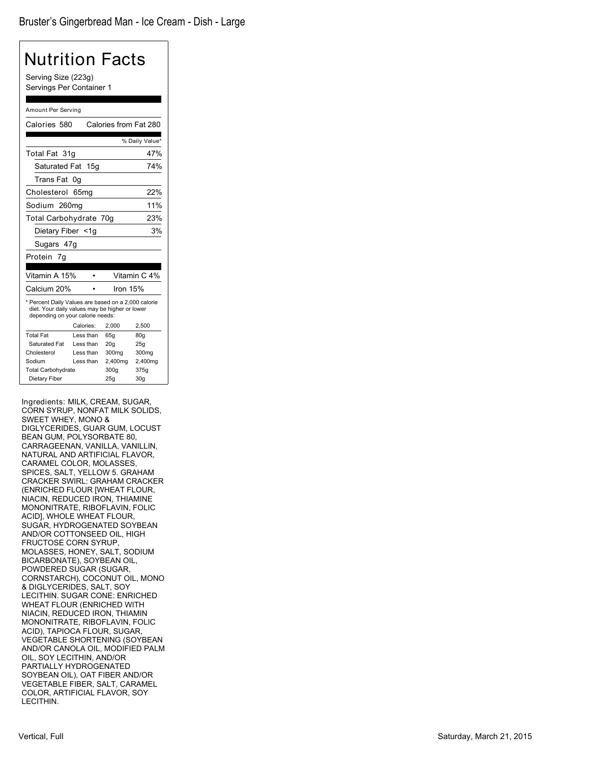Bruster's Gingerbread Man - Ice Cream - Dish - Large

# Nutrition Facts

Serving Size (223g)
Servings Per Container 1

Amount Per Serving

| | |
|---|---|
| Calories 580 | Calories from Fat 280 |
| | % Daily Value* |
| Total Fat 31g | 47% |
| Saturated Fat 15g | 74% |
| Trans Fat 0g | |
| Cholesterol 65mg | 22% |
| Sodium 260mg | 11% |
| Total Carbohydrate 70g | 23% |
| Dietary Fiber <1g | 3% |
| Sugars 47g | |
| Protein 7g | |

| | |
|---|---|
| Vitamin A 15% | Vitamin C 4% |
| Calcium 20% | Iron 15% |

* Percent Daily Values are based on a 2,000 calorie diet. Your daily values may be higher or lower depending on your calorie needs:

| | Calories: | 2,000 | 2,500 |
|---|---|---|---|
| Total Fat | Less than | 65g | 80g |
| Saturated Fat | Less than | 20g | 25g |
| Cholesterol | Less than | 300mg | 300mg |
| Sodium | Less than | 2,400mg | 2,400mg |
| Total Carbohydrate | | 300g | 375g |
| Dietary Fiber | | 25g | 30g |

Ingredients: MILK, CREAM, SUGAR, CORN SYRUP, NONFAT MILK SOLIDS, SWEET WHEY, MONO & DIGLYCERIDES, GUAR GUM, LOCUST BEAN GUM, POLYSORBATE 80, CARRAGEENAN, VANILLA, VANILLIN, NATURAL AND ARTIFICIAL FLAVOR, CARAMEL COLOR, MOLASSES, SPICES, SALT, YELLOW 5. GRAHAM CRACKER SWIRL: GRAHAM CRACKER (ENRICHED FLOUR [WHEAT FLOUR, NIACIN, REDUCED IRON, THIAMINE MONONITRATE, RIBOFLAVIN, FOLIC ACID], WHOLE WHEAT FLOUR, SUGAR, HYDROGENATED SOYBEAN AND/OR COTTONSEED OIL, HIGH FRUCTOSE CORN SYRUP, MOLASSES, HONEY, SALT, SODIUM BICARBONATE), SOYBEAN OIL, POWDERED SUGAR (SUGAR, CORNSTARCH), COCONUT OIL, MONO & DIGLYCERIDES, SALT, SOY LECITHIN. SUGAR CONE: ENRICHED WHEAT FLOUR (ENRICHED WITH NIACIN, REDUCED IRON, THIAMIN MONONITRATE, RIBOFLAVIN, FOLIC ACID), TAPIOCA FLOUR, SUGAR, VEGETABLE SHORTENING (SOYBEAN AND/OR CANOLA OIL, MODIFIED PALM OIL, SOY LECITHIN, AND/OR PARTIALLY HYDROGENATED SOYBEAN OIL), OAT FIBER AND/OR VEGETABLE FIBER, SALT, CARAMEL COLOR, ARTIFICIAL FLAVOR, SOY LECITHIN.

Vertical, Full

Saturday, March 21, 2015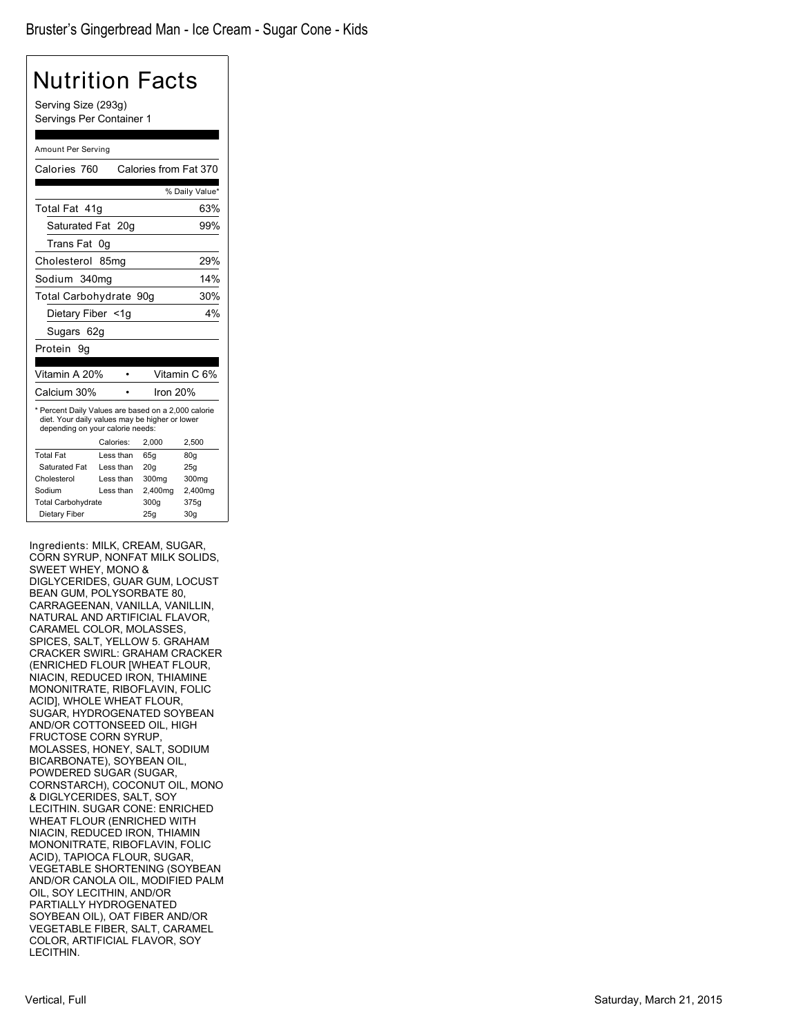Bruster's Gingerbread Man - Ice Cream - Sugar Cone - Kids

# Nutrition Facts

Serving Size (293g)
Servings Per Container 1

Amount Per Serving

| | |
|---|---|
| Calories 760 | Calories from Fat 370 |
| | % Daily Value* |
| Total Fat 41g | 63% |
| Saturated Fat 20g | 99% |
| Trans Fat 0g | |
| Cholesterol 85mg | 29% |
| Sodium 340mg | 14% |
| Total Carbohydrate 90g | 30% |
| Dietary Fiber <1g | 4% |
| Sugars 62g | |
| Protein 9g | |

| | |
|---|---|
| Vitamin A 20% | Vitamin C 6% |
| Calcium 30% | Iron 20% |

* Percent Daily Values are based on a 2,000 calorie diet. Your daily values may be higher or lower depending on your calorie needs:

| | Calories: | 2,000 | 2,500 |
|---|---|---|---|
| Total Fat | Less than | 65g | 80g |
| Saturated Fat | Less than | 20g | 25g |
| Cholesterol | Less than | 300mg | 300mg |
| Sodium | Less than | 2,400mg | 2,400mg |
| Total Carbohydrate | | 300g | 375g |
| Dietary Fiber | | 25g | 30g |

Ingredients: MILK, CREAM, SUGAR, CORN SYRUP, NONFAT MILK SOLIDS, SWEET WHEY, MONO & DIGLYCERIDES, GUAR GUM, LOCUST BEAN GUM, POLYSORBATE 80, CARRAGEENAN, VANILLA, VANILLIN, NATURAL AND ARTIFICIAL FLAVOR, CARAMEL COLOR, MOLASSES, SPICES, SALT, YELLOW 5. GRAHAM CRACKER SWIRL: GRAHAM CRACKER (ENRICHED FLOUR [WHEAT FLOUR, NIACIN, REDUCED IRON, THIAMINE MONONITRATE, RIBOFLAVIN, FOLIC ACID], WHOLE WHEAT FLOUR, SUGAR, HYDROGENATED SOYBEAN AND/OR COTTONSEED OIL, HIGH FRUCTOSE CORN SYRUP, MOLASSES, HONEY, SALT, SODIUM BICARBONATE), SOYBEAN OIL, POWDERED SUGAR (SUGAR, CORNSTARCH), COCONUT OIL, MONO & DIGLYCERIDES, SALT, SOY LECITHIN. SUGAR CONE: ENRICHED WHEAT FLOUR (ENRICHED WITH NIACIN, REDUCED IRON, THIAMIN MONONITRATE, RIBOFLAVIN, FOLIC ACID), TAPIOCA FLOUR, SUGAR, VEGETABLE SHORTENING (SOYBEAN AND/OR CANOLA OIL, MODIFIED PALM OIL, SOY LECITHIN, AND/OR PARTIALLY HYDROGENATED SOYBEAN OIL), OAT FIBER AND/OR VEGETABLE FIBER, SALT, CARAMEL COLOR, ARTIFICIAL FLAVOR, SOY LECITHIN.

Vertical, Full

Saturday, March 21, 2015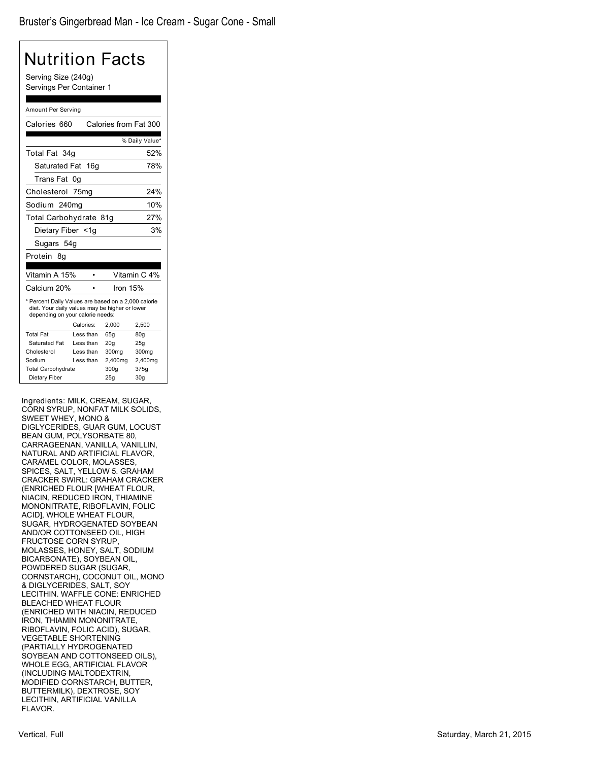# Bruster's Gingerbread Man - Ice Cream - Sugar Cone - Small

## Nutrition Facts

Serving Size (240g)
Servings Per Container 1

Amount Per Serving

| Calories 660 | Calories from Fat 300 |
|---|---|
| | % Daily Value* |
| Total Fat 34g | 52% |
| Saturated Fat 16g | 78% |
| Trans Fat 0g | |
| Cholesterol 75mg | 24% |
| Sodium 240mg | 10% |
| Total Carbohydrate 81g | 27% |
| Dietary Fiber <1g | 3% |
| Sugars 54g | |
| Protein 8g | |

| Vitamin A 15% | • | Vitamin C 4% |
|---|---|---|
| Calcium 20% | • | Iron 15% |

* Percent Daily Values are based on a 2,000 calorie diet. Your daily values may be higher or lower depending on your calorie needs:

| | Calories: | 2,000 | 2,500 |
|---|---|---|---|
| Total Fat | Less than | 65g | 80g |
| Saturated Fat | Less than | 20g | 25g |
| Cholesterol | Less than | 300mg | 300mg |
| Sodium | Less than | 2,400mg | 2,400mg |
| Total Carbohydrate | | 300g | 375g |
| Dietary Fiber | | 25g | 30g |

Ingredients: MILK, CREAM, SUGAR, CORN SYRUP, NONFAT MILK SOLIDS, SWEET WHEY, MONO & DIGLYCERIDES, GUAR GUM, LOCUST BEAN GUM, POLYSORBATE 80, CARRAGEENAN, VANILLA, VANILLIN, NATURAL AND ARTIFICIAL FLAVOR, CARAMEL COLOR, MOLASSES, SPICES, SALT, YELLOW 5. GRAHAM CRACKER SWIRL: GRAHAM CRACKER (ENRICHED FLOUR [WHEAT FLOUR, NIACIN, REDUCED IRON, THIAMINE MONONITRATE, RIBOFLAVIN, FOLIC ACID], WHOLE WHEAT FLOUR, SUGAR, HYDROGENATED SOYBEAN AND/OR COTTONSEED OIL, HIGH FRUCTOSE CORN SYRUP, MOLASSES, HONEY, SALT, SODIUM BICARBONATE), SOYBEAN OIL, POWDERED SUGAR (SUGAR, CORNSTARCH), COCONUT OIL, MONO & DIGLYCERIDES, SALT, SOY LECITHIN. WAFFLE CONE: ENRICHED BLEACHED WHEAT FLOUR (ENRICHED WITH NIACIN, REDUCED IRON, THIAMIN MONONITRATE, RIBOFLAVIN, FOLIC ACID), SUGAR, VEGETABLE SHORTENING (PARTIALLY HYDROGENATED SOYBEAN AND COTTONSEED OILS), WHOLE EGG, ARTIFICIAL FLAVOR (INCLUDING MALTODEXTRIN, MODIFIED CORNSTARCH, BUTTER, BUTTERMILK), DEXTROSE, SOY LECITHIN, ARTIFICIAL VANILLA FLAVOR.

Vertical, Full

Saturday, March 21, 2015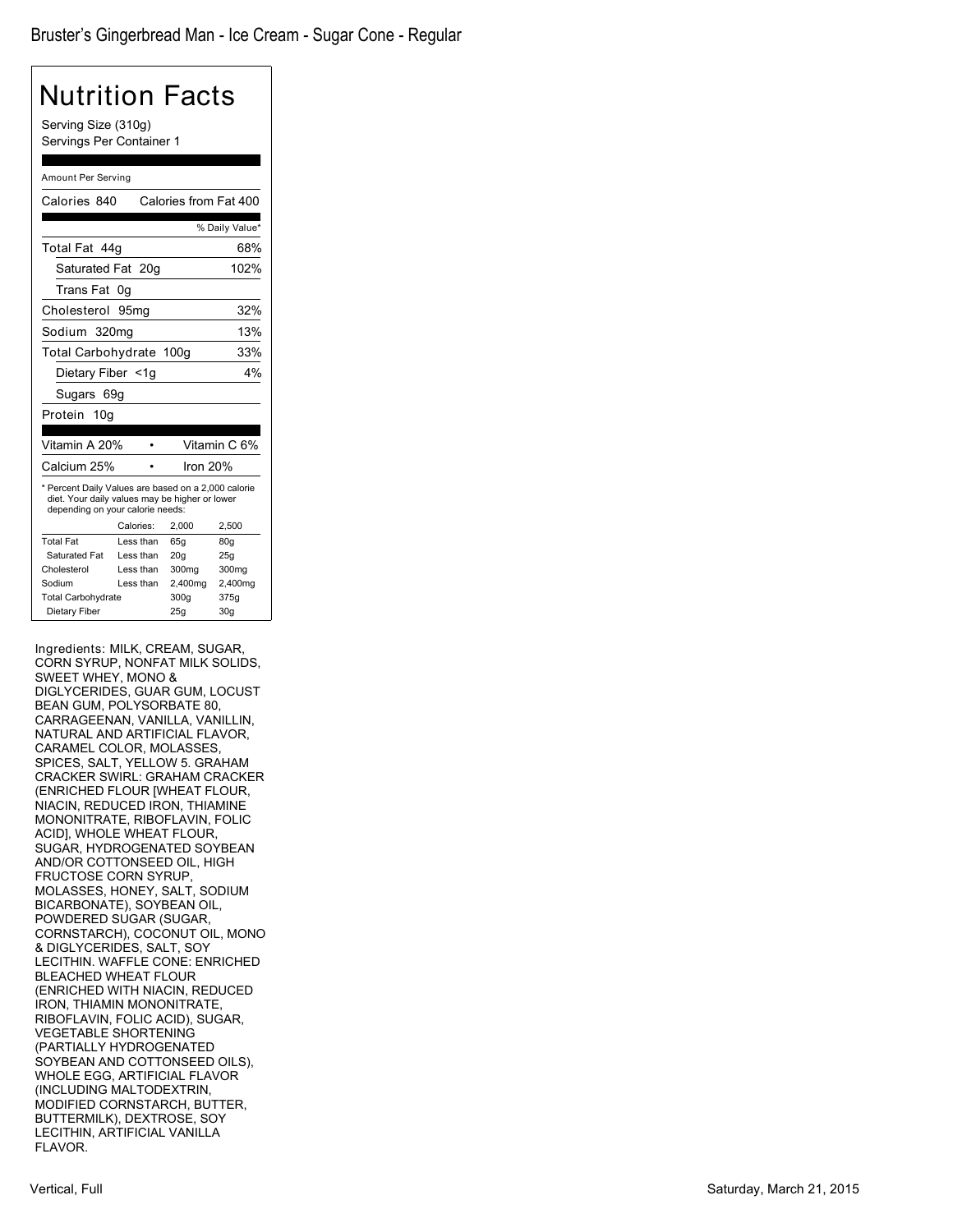Bruster's Gingerbread Man - Ice Cream - Sugar Cone - Regular

# Nutrition Facts

Serving Size (310g)
Servings Per Container 1

Amount Per Serving

| | |
|---|---|
| Calories 840 | Calories from Fat 400 |
| | % Daily Value* |
| Total Fat 44g | 68% |
| Saturated Fat 20g | 102% |
| Trans Fat 0g | |
| Cholesterol 95mg | 32% |
| Sodium 320mg | 13% |
| Total Carbohydrate 100g | 33% |
| Dietary Fiber <1g | 4% |
| Sugars 69g | |
| Protein 10g | |

| | |
|---|---|
| Vitamin A 20% | Vitamin C 6% |
| Calcium 25% | Iron 20% |

* Percent Daily Values are based on a 2,000 calorie diet. Your daily values may be higher or lower depending on your calorie needs:

| | Calories: | 2,000 | 2,500 |
|---|---|---|---|
| Total Fat | Less than | 65g | 80g |
| Saturated Fat | Less than | 20g | 25g |
| Cholesterol | Less than | 300mg | 300mg |
| Sodium | Less than | 2,400mg | 2,400mg |
| Total Carbohydrate | | 300g | 375g |
| Dietary Fiber | | 25g | 30g |

Ingredients: MILK, CREAM, SUGAR, CORN SYRUP, NONFAT MILK SOLIDS, SWEET WHEY, MONO & DIGLYCERIDES, GUAR GUM, LOCUST BEAN GUM, POLYSORBATE 80, CARRAGEENAN, VANILLA, VANILLIN, NATURAL AND ARTIFICIAL FLAVOR, CARAMEL COLOR, MOLASSES, SPICES, SALT, YELLOW 5. GRAHAM CRACKER SWIRL: GRAHAM CRACKER (ENRICHED FLOUR [WHEAT FLOUR, NIACIN, REDUCED IRON, THIAMINE MONONITRATE, RIBOFLAVIN, FOLIC ACID], WHOLE WHEAT FLOUR, SUGAR, HYDROGENATED SOYBEAN AND/OR COTTONSEED OIL, HIGH FRUCTOSE CORN SYRUP, MOLASSES, HONEY, SALT, SODIUM BICARBONATE), SOYBEAN OIL, POWDERED SUGAR (SUGAR, CORNSTARCH), COCONUT OIL, MONO & DIGLYCERIDES, SALT, SOY LECITHIN. WAFFLE CONE: ENRICHED BLEACHED WHEAT FLOUR (ENRICHED WITH NIACIN, REDUCED IRON, THIAMIN MONONITRATE, RIBOFLAVIN, FOLIC ACID), SUGAR, VEGETABLE SHORTENING (PARTIALLY HYDROGENATED SOYBEAN AND COTTONSEED OILS), WHOLE EGG, ARTIFICIAL FLAVOR (INCLUDING MALTODEXTRIN, MODIFIED CORNSTARCH, BUTTER, BUTTERMILK), DEXTROSE, SOY LECITHIN, ARTIFICIAL VANILLA FLAVOR.

Vertical, Full

Saturday, March 21, 2015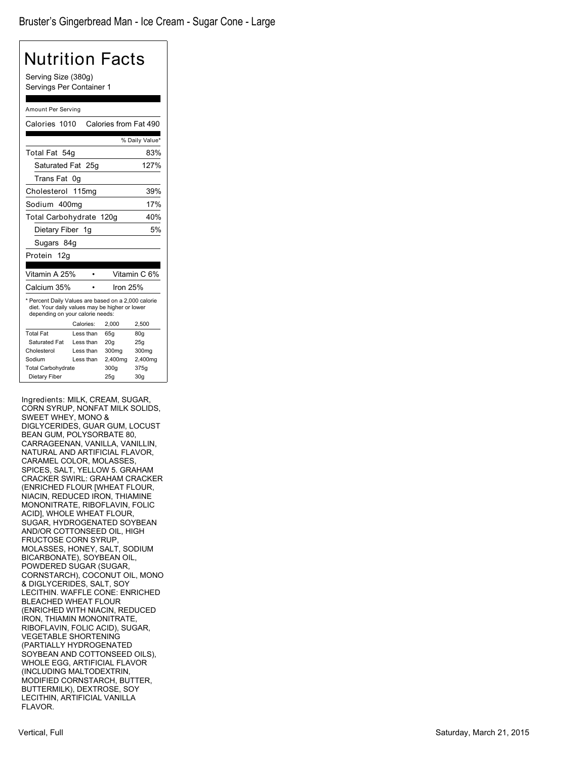Bruster's Gingerbread Man - Ice Cream - Sugar Cone - Large

# Nutrition Facts

Serving Size (380g)
Servings Per Container 1

Amount Per Serving

Calories 1010 Calories from Fat 490

| | % Daily Value* |
|---|---|
| Total Fat 54g | 83% |
| Saturated Fat 25g | 127% |
| Trans Fat 0g | |
| Cholesterol 115mg | 39% |
| Sodium 400mg | 17% |
| Total Carbohydrate 120g | 40% |
| Dietary Fiber 1g | 5% |
| Sugars 84g | |
| Protein 12g | |

| | | |
|---|---|---|
| Vitamin A 25% | • | Vitamin C 6% |
| Calcium 35% | • | Iron 25% |

* Percent Daily Values are based on a 2,000 calorie diet. Your daily values may be higher or lower depending on your calorie needs:

| | Calories: | 2,000 | 2,500 |
|---|---|---|---|
| Total Fat | Less than | 65g | 80g |
| Saturated Fat | Less than | 20g | 25g |
| Cholesterol | Less than | 300mg | 300mg |
| Sodium | Less than | 2,400mg | 2,400mg |
| Total Carbohydrate | | 300g | 375g |
| Dietary Fiber | | 25g | 30g |

Ingredients: MILK, CREAM, SUGAR, CORN SYRUP, NONFAT MILK SOLIDS, SWEET WHEY, MONO & DIGLYCERIDES, GUAR GUM, LOCUST BEAN GUM, POLYSORBATE 80, CARRAGEENAN, VANILLA, VANILLIN, NATURAL AND ARTIFICIAL FLAVOR, CARAMEL COLOR, MOLASSES, SPICES, SALT, YELLOW 5. GRAHAM CRACKER SWIRL: GRAHAM CRACKER (ENRICHED FLOUR [WHEAT FLOUR, NIACIN, REDUCED IRON, THIAMINE MONONITRATE, RIBOFLAVIN, FOLIC ACID], WHOLE WHEAT FLOUR, SUGAR, HYDROGENATED SOYBEAN AND/OR COTTONSEED OIL, HIGH FRUCTOSE CORN SYRUP, MOLASSES, HONEY, SALT, SODIUM BICARBONATE), SOYBEAN OIL, POWDERED SUGAR (SUGAR, CORNSTARCH), COCONUT OIL, MONO & DIGLYCERIDES, SALT, SOY LECITHIN. WAFFLE CONE: ENRICHED BLEACHED WHEAT FLOUR (ENRICHED WITH NIACIN, REDUCED IRON, THIAMIN MONONITRATE, RIBOFLAVIN, FOLIC ACID), SUGAR, VEGETABLE SHORTENING (PARTIALLY HYDROGENATED SOYBEAN AND COTTONSEED OILS), WHOLE EGG, ARTIFICIAL FLAVOR (INCLUDING MALTODEXTRIN, MODIFIED CORNSTARCH, BUTTER, BUTTERMILK), DEXTROSE, SOY LECITHIN, ARTIFICIAL VANILLA FLAVOR.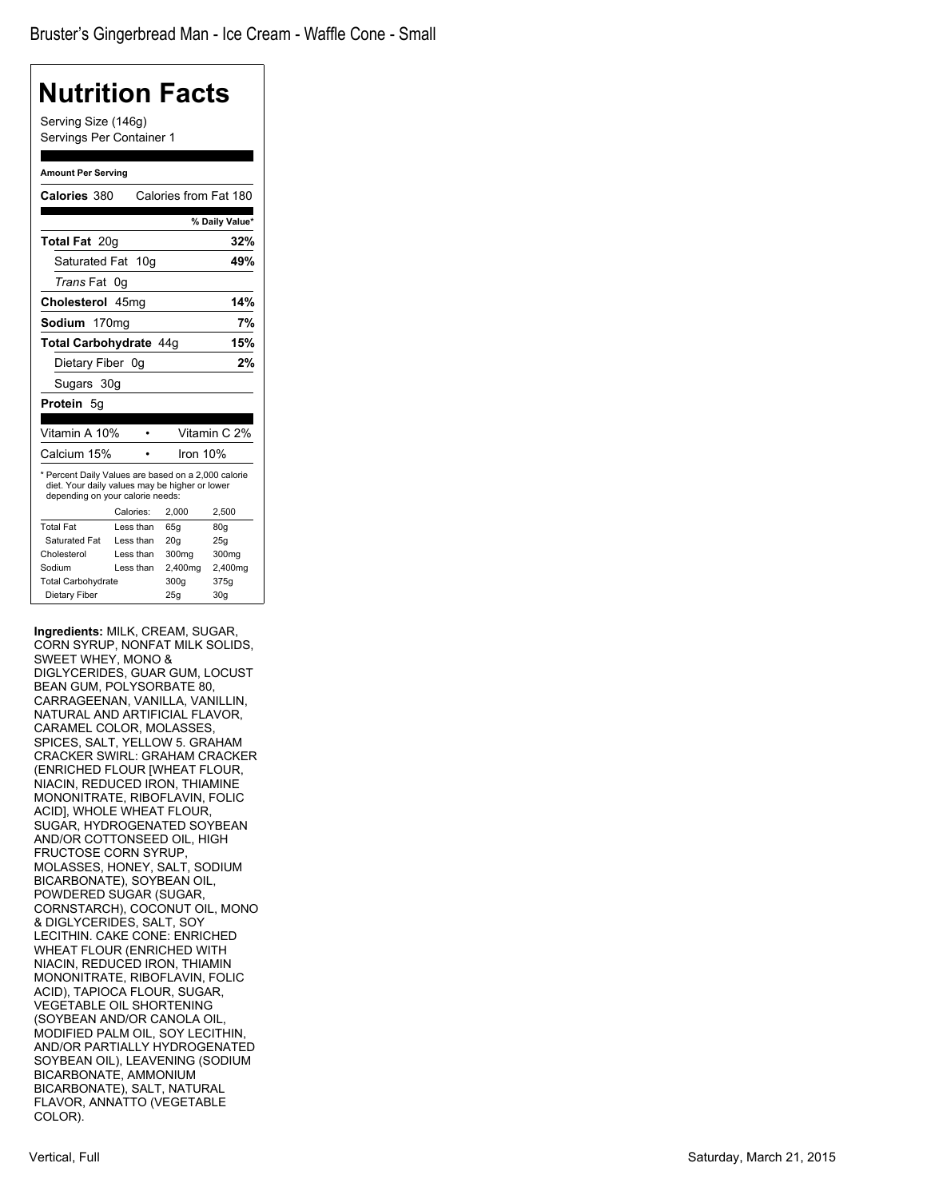# Bruster's Gingerbread Man - Ice Cream - Waffle Cone - Small

## Nutrition Facts

Serving Size (146g)
Servings Per Container 1

**Amount Per Serving**

| | |
|---|---|
| **Calories** 380 | Calories from Fat 180 |
| | **% Daily Value*** |
| **Total Fat** 20g | **32%** |
| Saturated Fat 10g | **49%** |
| *Trans* Fat 0g | |
| **Cholesterol** 45mg | **14%** |
| **Sodium** 170mg | **7%** |
| **Total Carbohydrate** 44g | **15%** |
| Dietary Fiber 0g | **2%** |
| Sugars 30g | |
| **Protein** 5g | |

| | |
|---|---|
| Vitamin A 10% | Vitamin C 2% |
| Calcium 15% | Iron 10% |

\* Percent Daily Values are based on a 2,000 calorie diet. Your daily values may be higher or lower depending on your calorie needs:

| | Calories: | 2,000 | 2,500 |
|---|---|---|---|
| Total Fat | Less than | 65g | 80g |
| Saturated Fat | Less than | 20g | 25g |
| Cholesterol | Less than | 300mg | 300mg |
| Sodium | Less than | 2,400mg | 2,400mg |
| Total Carbohydrate | | 300g | 375g |
| Dietary Fiber | | 25g | 30g |

**Ingredients:** MILK, CREAM, SUGAR, CORN SYRUP, NONFAT MILK SOLIDS, SWEET WHEY, MONO & DIGLYCERIDES, GUAR GUM, LOCUST BEAN GUM, POLYSORBATE 80, CARRAGEENAN, VANILLA, VANILLIN, NATURAL AND ARTIFICIAL FLAVOR, CARAMEL COLOR, MOLASSES, SPICES, SALT, YELLOW 5. GRAHAM CRACKER SWIRL: GRAHAM CRACKER (ENRICHED FLOUR [WHEAT FLOUR, NIACIN, REDUCED IRON, THIAMINE MONONITRATE, RIBOFLAVIN, FOLIC ACID], WHOLE WHEAT FLOUR, SUGAR, HYDROGENATED SOYBEAN AND/OR COTTONSEED OIL, HIGH FRUCTOSE CORN SYRUP, MOLASSES, HONEY, SALT, SODIUM BICARBONATE), SOYBEAN OIL, POWDERED SUGAR (SUGAR, CORNSTARCH), COCONUT OIL, MONO & DIGLYCERIDES, SALT, SOY LECITHIN. CAKE CONE: ENRICHED WHEAT FLOUR (ENRICHED WITH NIACIN, REDUCED IRON, THIAMIN MONONITRATE, RIBOFLAVIN, FOLIC ACID), TAPIOCA FLOUR, SUGAR, VEGETABLE OIL SHORTENING (SOYBEAN AND/OR CANOLA OIL, MODIFIED PALM OIL, SOY LECITHIN, AND/OR PARTIALLY HYDROGENATED SOYBEAN OIL), LEAVENING (SODIUM BICARBONATE, AMMONIUM BICARBONATE), SALT, NATURAL FLAVOR, ANNATTO (VEGETABLE COLOR).

Vertical, Full

Saturday, March 21, 2015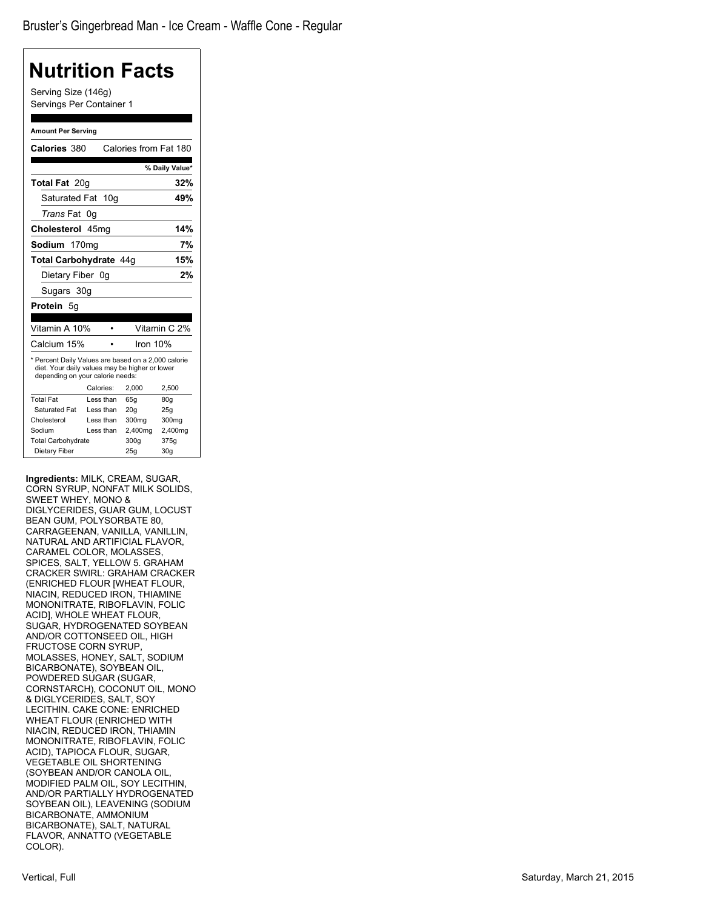Bruster's Gingerbread Man - Ice Cream - Waffle Cone - Regular

# Nutrition Facts

Serving Size (146g)
Servings Per Container 1

**Amount Per Serving**

**Calories** 380 Calories from Fat 180

| | % Daily Value* |
|---|---|
| **Total Fat** 20g | **32%** |
| Saturated Fat 10g | **49%** |
| *Trans* Fat 0g | |
| **Cholesterol** 45mg | **14%** |
| **Sodium** 170mg | **7%** |
| **Total Carbohydrate** 44g | **15%** |
| Dietary Fiber 0g | **2%** |
| Sugars 30g | |
| **Protein** 5g | |

| | |
|---|---|
| Vitamin A 10% | Vitamin C 2% |
| Calcium 15% | Iron 10% |

* Percent Daily Values are based on a 2,000 calorie diet. Your daily values may be higher or lower depending on your calorie needs:

| | Calories: | 2,000 | 2,500 |
|---|---|---|---|
| Total Fat | Less than | 65g | 80g |
| Saturated Fat | Less than | 20g | 25g |
| Cholesterol | Less than | 300mg | 300mg |
| Sodium | Less than | 2,400mg | 2,400mg |
| Total Carbohydrate | | 300g | 375g |
| Dietary Fiber | | 25g | 30g |

**Ingredients:** MILK, CREAM, SUGAR, CORN SYRUP, NONFAT MILK SOLIDS, SWEET WHEY, MONO & DIGLYCERIDES, GUAR GUM, LOCUST BEAN GUM, POLYSORBATE 80, CARRAGEENAN, VANILLA, VANILLIN, NATURAL AND ARTIFICIAL FLAVOR, CARAMEL COLOR, MOLASSES, SPICES, SALT, YELLOW 5. GRAHAM CRACKER SWIRL: GRAHAM CRACKER (ENRICHED FLOUR [WHEAT FLOUR, NIACIN, REDUCED IRON, THIAMINE MONONITRATE, RIBOFLAVIN, FOLIC ACID], WHOLE WHEAT FLOUR, SUGAR, HYDROGENATED SOYBEAN AND/OR COTTONSEED OIL, HIGH FRUCTOSE CORN SYRUP, MOLASSES, HONEY, SALT, SODIUM BICARBONATE), SOYBEAN OIL, POWDERED SUGAR (SUGAR, CORNSTARCH), COCONUT OIL, MONO & DIGLYCERIDES, SALT, SOY LECITHIN. CAKE CONE: ENRICHED WHEAT FLOUR (ENRICHED WITH NIACIN, REDUCED IRON, THIAMIN MONONITRATE, RIBOFLAVIN, FOLIC ACID), TAPIOCA FLOUR, SUGAR, VEGETABLE OIL SHORTENING (SOYBEAN AND/OR CANOLA OIL, MODIFIED PALM OIL, SOY LECITHIN, AND/OR PARTIALLY HYDROGENATED SOYBEAN OIL), LEAVENING (SODIUM BICARBONATE, AMMONIUM BICARBONATE), SALT, NATURAL FLAVOR, ANNATTO (VEGETABLE COLOR).

Vertical, Full

Saturday, March 21, 2015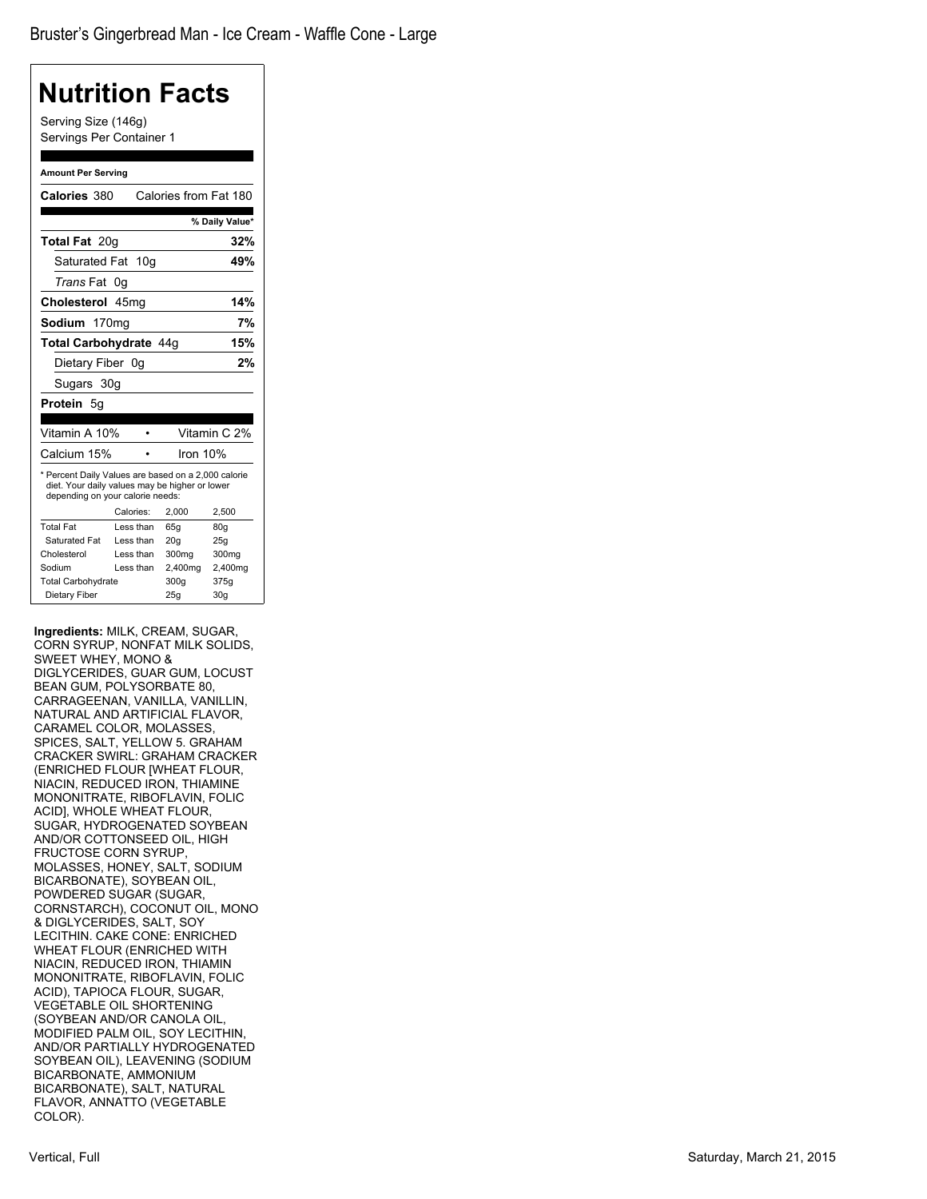Bruster's Gingerbread Man - Ice Cream - Waffle Cone - Large

# Nutrition Facts

Serving Size (146g)
Servings Per Container 1

**Amount Per Serving**

| | |
|---|---|
| **Calories** 380 | Calories from Fat 180 |
| | **% Daily Value*** |
| **Total Fat** 20g | **32%** |
| Saturated Fat 10g | **49%** |
| *Trans* Fat 0g | |
| **Cholesterol** 45mg | **14%** |
| **Sodium** 170mg | **7%** |
| **Total Carbohydrate** 44g | **15%** |
| Dietary Fiber 0g | **2%** |
| Sugars 30g | |
| **Protein** 5g | |

| | |
|---|---|
| Vitamin A 10% | Vitamin C 2% |
| Calcium 15% | Iron 10% |

* Percent Daily Values are based on a 2,000 calorie diet. Your daily values may be higher or lower depending on your calorie needs:

| | Calories: | 2,000 | 2,500 |
|---|---|---|---|
| Total Fat | Less than | 65g | 80g |
| Saturated Fat | Less than | 20g | 25g |
| Cholesterol | Less than | 300mg | 300mg |
| Sodium | Less than | 2,400mg | 2,400mg |
| Total Carbohydrate | | 300g | 375g |
| Dietary Fiber | | 25g | 30g |

**Ingredients:** MILK, CREAM, SUGAR, CORN SYRUP, NONFAT MILK SOLIDS, SWEET WHEY, MONO & DIGLYCERIDES, GUAR GUM, LOCUST BEAN GUM, POLYSORBATE 80, CARRAGEENAN, VANILLA, VANILLIN, NATURAL AND ARTIFICIAL FLAVOR, CARAMEL COLOR, MOLASSES, SPICES, SALT, YELLOW 5. GRAHAM CRACKER SWIRL: GRAHAM CRACKER (ENRICHED FLOUR [WHEAT FLOUR, NIACIN, REDUCED IRON, THIAMINE MONONITRATE, RIBOFLAVIN, FOLIC ACID], WHOLE WHEAT FLOUR, SUGAR, HYDROGENATED SOYBEAN AND/OR COTTONSEED OIL, HIGH FRUCTOSE CORN SYRUP, MOLASSES, HONEY, SALT, SODIUM BICARBONATE), SOYBEAN OIL, POWDERED SUGAR (SUGAR, CORNSTARCH), COCONUT OIL, MONO & DIGLYCERIDES, SALT, SOY LECITHIN. CAKE CONE: ENRICHED WHEAT FLOUR (ENRICHED WITH NIACIN, REDUCED IRON, THIAMIN MONONITRATE, RIBOFLAVIN, FOLIC ACID), TAPIOCA FLOUR, SUGAR, VEGETABLE OIL SHORTENING (SOYBEAN AND/OR CANOLA OIL, MODIFIED PALM OIL, SOY LECITHIN, AND/OR PARTIALLY HYDROGENATED SOYBEAN OIL), LEAVENING (SODIUM BICARBONATE, AMMONIUM BICARBONATE), SALT, NATURAL FLAVOR, ANNATTO (VEGETABLE COLOR).

Vertical, Full

Saturday, March 21, 2015